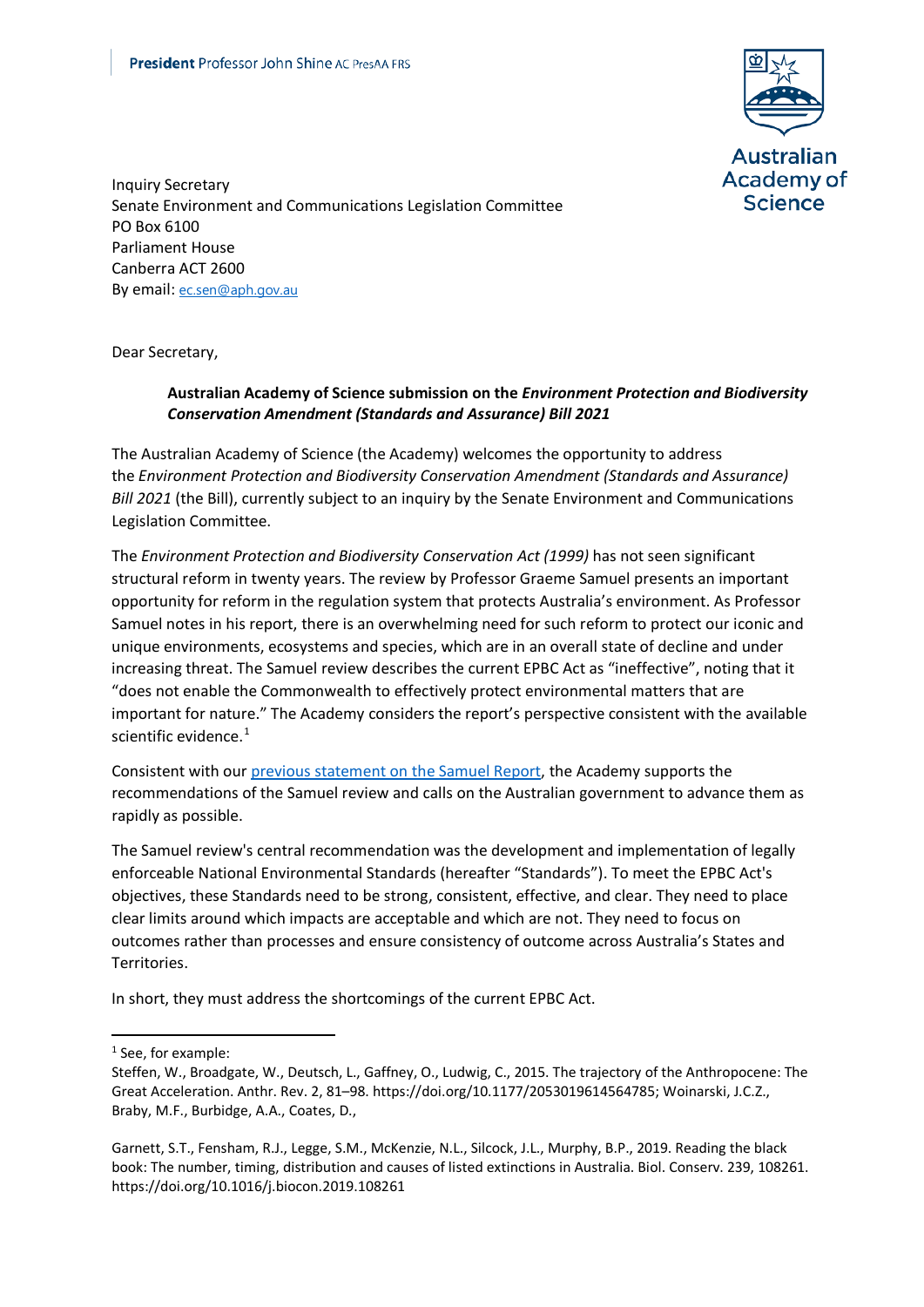**President** Professor John Shine AC PresAA FRS

Australian Academy of Science

Inquiry Secretary
Senate Environment and Communications Legislation Committee
PO Box 6100
Parliament House
Canberra ACT 2600
By email: [ec.sen@aph.gov.au](mailto:ec.sen@aph.gov.au)

Dear Secretary,

**Australian Academy of Science submission on the *Environment Protection and Biodiversity Conservation Amendment (Standards and Assurance) Bill 2021***

The Australian Academy of Science (the Academy) welcomes the opportunity to address the *Environment Protection and Biodiversity Conservation Amendment (Standards and Assurance) Bill 2021* (the Bill), currently subject to an inquiry by the Senate Environment and Communications Legislation Committee.

The *Environment Protection and Biodiversity Conservation Act (1999)* has not seen significant structural reform in twenty years. The review by Professor Graeme Samuel presents an important opportunity for reform in the regulation system that protects Australia's environment. As Professor Samuel notes in his report, there is an overwhelming need for such reform to protect our iconic and unique environments, ecosystems and species, which are in an overall state of decline and under increasing threat. The Samuel review describes the current EPBC Act as "ineffective", noting that it "does not enable the Commonwealth to effectively protect environmental matters that are important for nature." The Academy considers the report's perspective consistent with the available scientific evidence.[1]

Consistent with our [previous statement on the Samuel Report](), the Academy supports the recommendations of the Samuel review and calls on the Australian government to advance them as rapidly as possible.

The Samuel review's central recommendation was the development and implementation of legally enforceable National Environmental Standards (hereafter "Standards"). To meet the EPBC Act's objectives, these Standards need to be strong, consistent, effective, and clear. They need to place clear limits around which impacts are acceptable and which are not. They need to focus on outcomes rather than processes and ensure consistency of outcome across Australia's States and Territories.

In short, they must address the shortcomings of the current EPBC Act.

---

[1] See, for example:
Steffen, W., Broadgate, W., Deutsch, L., Gaffney, O., Ludwig, C., 2015. The trajectory of the Anthropocene: The Great Acceleration. Anthr. Rev. 2, 81–98. https://doi.org/10.1177/2053019614564785; Woinarski, J.C.Z., Braby, M.F., Burbidge, A.A., Coates, D.,

Garnett, S.T., Fensham, R.J., Legge, S.M., McKenzie, N.L., Silcock, J.L., Murphy, B.P., 2019. Reading the black book: The number, timing, distribution and causes of listed extinctions in Australia. Biol. Conserv. 239, 108261. https://doi.org/10.1016/j.biocon.2019.108261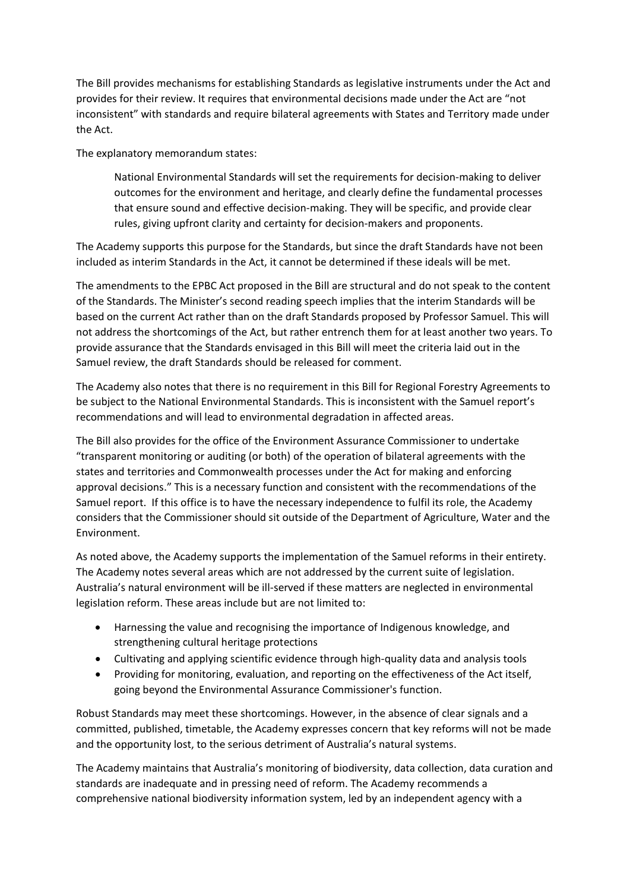The Bill provides mechanisms for establishing Standards as legislative instruments under the Act and provides for their review. It requires that environmental decisions made under the Act are "not inconsistent" with standards and require bilateral agreements with States and Territory made under the Act.

The explanatory memorandum states:

> National Environmental Standards will set the requirements for decision-making to deliver outcomes for the environment and heritage, and clearly define the fundamental processes that ensure sound and effective decision-making. They will be specific, and provide clear rules, giving upfront clarity and certainty for decision-makers and proponents.

The Academy supports this purpose for the Standards, but since the draft Standards have not been included as interim Standards in the Act, it cannot be determined if these ideals will be met.

The amendments to the EPBC Act proposed in the Bill are structural and do not speak to the content of the Standards. The Minister's second reading speech implies that the interim Standards will be based on the current Act rather than on the draft Standards proposed by Professor Samuel. This will not address the shortcomings of the Act, but rather entrench them for at least another two years. To provide assurance that the Standards envisaged in this Bill will meet the criteria laid out in the Samuel review, the draft Standards should be released for comment.

The Academy also notes that there is no requirement in this Bill for Regional Forestry Agreements to be subject to the National Environmental Standards. This is inconsistent with the Samuel report's recommendations and will lead to environmental degradation in affected areas.

The Bill also provides for the office of the Environment Assurance Commissioner to undertake "transparent monitoring or auditing (or both) of the operation of bilateral agreements with the states and territories and Commonwealth processes under the Act for making and enforcing approval decisions." This is a necessary function and consistent with the recommendations of the Samuel report. If this office is to have the necessary independence to fulfil its role, the Academy considers that the Commissioner should sit outside of the Department of Agriculture, Water and the Environment.

As noted above, the Academy supports the implementation of the Samuel reforms in their entirety. The Academy notes several areas which are not addressed by the current suite of legislation. Australia's natural environment will be ill-served if these matters are neglected in environmental legislation reform. These areas include but are not limited to:

- Harnessing the value and recognising the importance of Indigenous knowledge, and strengthening cultural heritage protections
- Cultivating and applying scientific evidence through high-quality data and analysis tools
- Providing for monitoring, evaluation, and reporting on the effectiveness of the Act itself, going beyond the Environmental Assurance Commissioner's function.

Robust Standards may meet these shortcomings. However, in the absence of clear signals and a committed, published, timetable, the Academy expresses concern that key reforms will not be made and the opportunity lost, to the serious detriment of Australia's natural systems.

The Academy maintains that Australia's monitoring of biodiversity, data collection, data curation and standards are inadequate and in pressing need of reform. The Academy recommends a comprehensive national biodiversity information system, led by an independent agency with a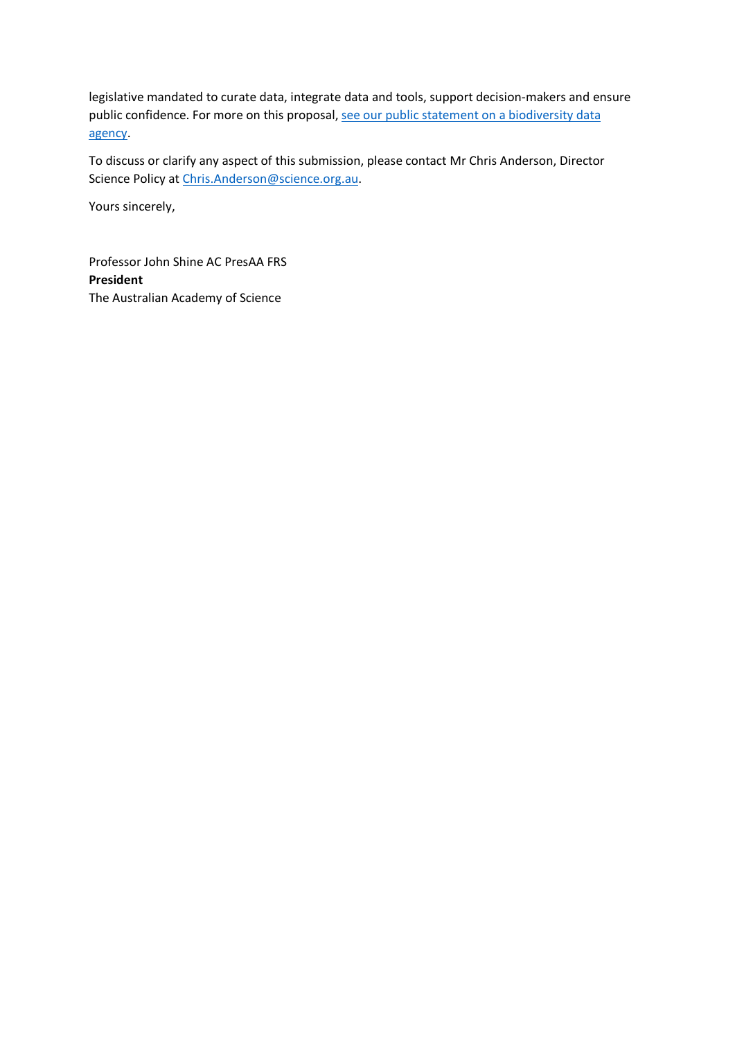legislative mandated to curate data, integrate data and tools, support decision-makers and ensure public confidence. For more on this proposal, [see our public statement on a biodiversity data agency](#).

To discuss or clarify any aspect of this submission, please contact Mr Chris Anderson, Director Science Policy at [Chris.Anderson@science.org.au](mailto:Chris.Anderson@science.org.au).

Yours sincerely,

Professor John Shine AC PresAA FRS
**President**
The Australian Academy of Science